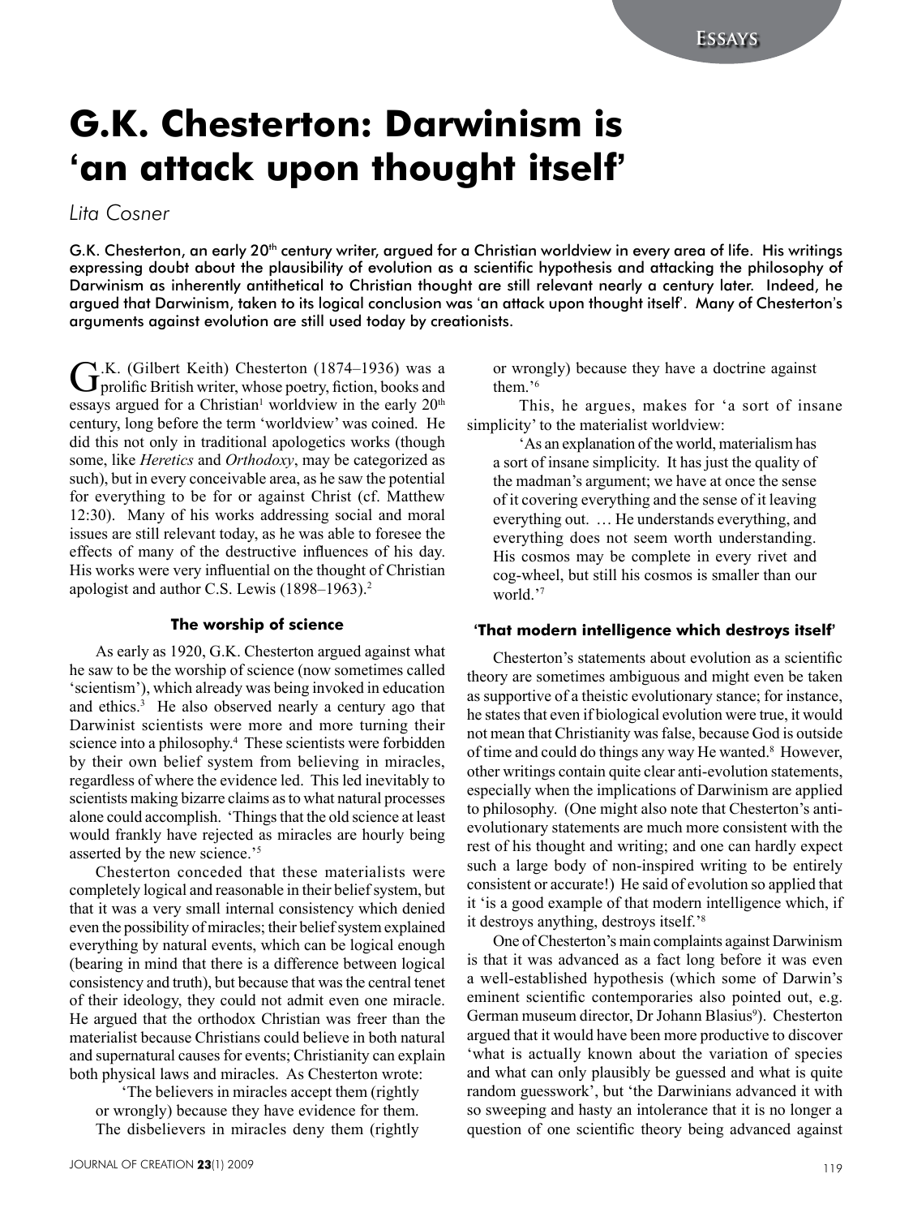# G.K. Chesterton: Darwinism is 'an attack upon thought itself'

*Lita Cosner*

G.K. Chesterton, an early 20th century writer, argued for a Christian worldview in every area of life. His writings expressing doubt about the plausibility of evolution as a scientific hypothesis and attacking the philosophy of Darwinism as inherently antithetical to Christian thought are still relevant nearly a century later. Indeed, he argued that Darwinism, taken to its logical conclusion was 'an attack upon thought itself'. Many of Chesterton's arguments against evolution are still used today by creationists.

G.K. (Gilbert Keith) Chesterton (1874–1936) was a prolific British writer, whose poetry, fiction, books and essays argued for a Christian[1] worldview in the early 20th century, long before the term 'worldview' was coined. He did this not only in traditional apologetics works (though some, like *Heretics* and *Orthodoxy*, may be categorized as such), but in every conceivable area, as he saw the potential for everything to be for or against Christ (cf. Matthew 12:30). Many of his works addressing social and moral issues are still relevant today, as he was able to foresee the effects of many of the destructive influences of his day. His works were very influential on the thought of Christian apologist and author C.S. Lewis (1898–1963).[2]

### The worship of science

As early as 1920, G.K. Chesterton argued against what he saw to be the worship of science (now sometimes called 'scientism'), which already was being invoked in education and ethics.[3] He also observed nearly a century ago that Darwinist scientists were more and more turning their science into a philosophy.[4] These scientists were forbidden by their own belief system from believing in miracles, regardless of where the evidence led. This led inevitably to scientists making bizarre claims as to what natural processes alone could accomplish. 'Things that the old science at least would frankly have rejected as miracles are hourly being asserted by the new science.'[5]

Chesterton conceded that these materialists were completely logical and reasonable in their belief system, but that it was a very small internal consistency which denied even the possibility of miracles; their belief system explained everything by natural events, which can be logical enough (bearing in mind that there is a difference between logical consistency and truth), but because that was the central tenet of their ideology, they could not admit even one miracle. He argued that the orthodox Christian was freer than the materialist because Christians could believe in both natural and supernatural causes for events; Christianity can explain both physical laws and miracles. As Chesterton wrote:

> 'The believers in miracles accept them (rightly or wrongly) because they have evidence for them. The disbelievers in miracles deny them (rightly or wrongly) because they have a doctrine against them.'[6]

This, he argues, makes for 'a sort of insane simplicity' to the materialist worldview:

> 'As an explanation of the world, materialism has a sort of insane simplicity. It has just the quality of the madman's argument; we have at once the sense of it covering everything and the sense of it leaving everything out. … He understands everything, and everything does not seem worth understanding. His cosmos may be complete in every rivet and cog-wheel, but still his cosmos is smaller than our world.'[7]

### 'That modern intelligence which destroys itself'

Chesterton's statements about evolution as a scientific theory are sometimes ambiguous and might even be taken as supportive of a theistic evolutionary stance; for instance, he states that even if biological evolution were true, it would not mean that Christianity was false, because God is outside of time and could do things any way He wanted.[8] However, other writings contain quite clear anti-evolution statements, especially when the implications of Darwinism are applied to philosophy. (One might also note that Chesterton's anti-evolutionary statements are much more consistent with the rest of his thought and writing; and one can hardly expect such a large body of non-inspired writing to be entirely consistent or accurate!) He said of evolution so applied that it 'is a good example of that modern intelligence which, if it destroys anything, destroys itself.'[8]

One of Chesterton's main complaints against Darwinism is that it was advanced as a fact long before it was even a well-established hypothesis (which some of Darwin's eminent scientific contemporaries also pointed out, e.g. German museum director, Dr Johann Blasius[9]). Chesterton argued that it would have been more productive to discover 'what is actually known about the variation of species and what can only plausibly be guessed and what is quite random guesswork', but 'the Darwinians advanced it with so sweeping and hasty an intolerance that it is no longer a question of one scientific theory being advanced against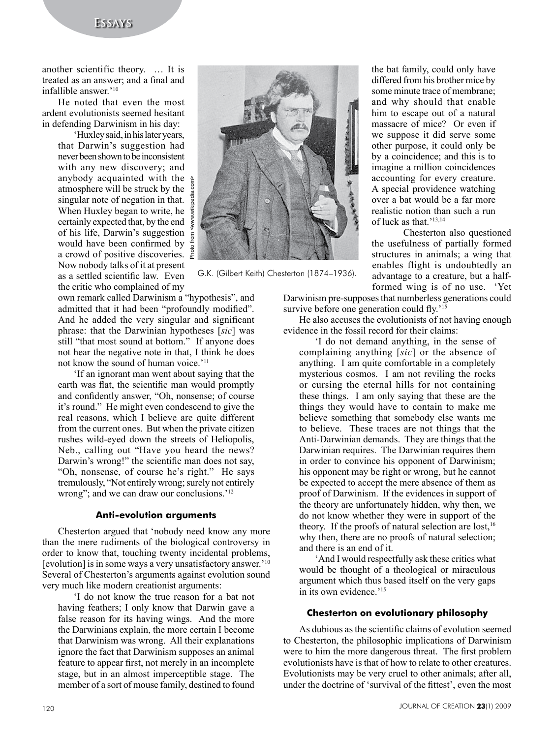another scientific theory. … It is treated as an answer; and a final and infallible answer.'[10]

He noted that even the most ardent evolutionists seemed hesitant in defending Darwinism in his day:

> 'Huxley said, in his later years, that Darwin's suggestion had never been shown to be inconsistent with any new discovery; and anybody acquainted with the atmosphere will be struck by the singular note of negation in that. When Huxley began to write, he certainly expected that, by the end of his life, Darwin's suggestion would have been confirmed by a crowd of positive discoveries. Now nobody talks of it at present as a settled scientific law. Even the critic who complained of my own remark called Darwinism a "hypothesis", and admitted that it had been "profoundly modified". And he added the very singular and significant phrase: that the Darwinian hypotheses [*sic*] was still "that most sound at bottom." If anyone does not hear the negative note in that, I think he does not know the sound of human voice.'[11]
>
> 'If an ignorant man went about saying that the earth was flat, the scientific man would promptly and confidently answer, "Oh, nonsense; of course it's round." He might even condescend to give the real reasons, which I believe are quite different from the current ones. But when the private citizen rushes wild-eyed down the streets of Heliopolis, Neb., calling out "Have you heard the news? Darwin's wrong!" the scientific man does not say, "Oh, nonsense, of course he's right." He says tremulously, "Not entirely wrong; surely not entirely wrong"; and we can draw our conclusions.'[12]

Photo from <www.wikipedia.com>

G.K. (Gilbert Keith) Chesterton (1874–1936).

#### Anti-evolution arguments

Chesterton argued that 'nobody need know any more than the mere rudiments of the biological controversy in order to know that, touching twenty incidental problems, [evolution] is in some ways a very unsatisfactory answer.'[10] Several of Chesterton's arguments against evolution sound very much like modern creationist arguments:

> 'I do not know the true reason for a bat not having feathers; I only know that Darwin gave a false reason for its having wings. And the more the Darwinians explain, the more certain I become that Darwinism was wrong. All their explanations ignore the fact that Darwinism supposes an animal feature to appear first, not merely in an incomplete stage, but in an almost imperceptible stage. The member of a sort of mouse family, destined to found the bat family, could only have differed from his brother mice by some minute trace of membrane; and why should that enable him to escape out of a natural massacre of mice? Or even if we suppose it did serve some other purpose, it could only be by a coincidence; and this is to imagine a million coincidences accounting for every creature. A special providence watching over a bat would be a far more realistic notion than such a run of luck as that.'[13,14]

Chesterton also questioned the usefulness of partially formed structures in animals; a wing that enables flight is undoubtedly an advantage to a creature, but a half-formed wing is of no use. 'Yet Darwinism pre-supposes that numberless generations could survive before one generation could fly.'[15]

He also accuses the evolutionists of not having enough evidence in the fossil record for their claims:

> 'I do not demand anything, in the sense of complaining anything [*sic*] or the absence of anything. I am quite comfortable in a completely mysterious cosmos. I am not reviling the rocks or cursing the eternal hills for not containing these things. I am only saying that these are the things they would have to contain to make me believe something that somebody else wants me to believe. These traces are not things that the Anti-Darwinian demands. They are things that the Darwinian requires. The Darwinian requires them in order to convince his opponent of Darwinism; his opponent may be right or wrong, but he cannot be expected to accept the mere absence of them as proof of Darwinism. If the evidences in support of the theory are unfortunately hidden, why then, we do not know whether they were in support of the theory. If the proofs of natural selection are lost,[16] why then, there are no proofs of natural selection; and there is an end of it.
>
> 'And I would respectfully ask these critics what would be thought of a theological or miraculous argument which thus based itself on the very gaps in its own evidence.'[15]

#### Chesterton on evolutionary philosophy

As dubious as the scientific claims of evolution seemed to Chesterton, the philosophic implications of Darwinism were to him the more dangerous threat. The first problem evolutionists have is that of how to relate to other creatures. Evolutionists may be very cruel to other animals; after all, under the doctrine of 'survival of the fittest', even the most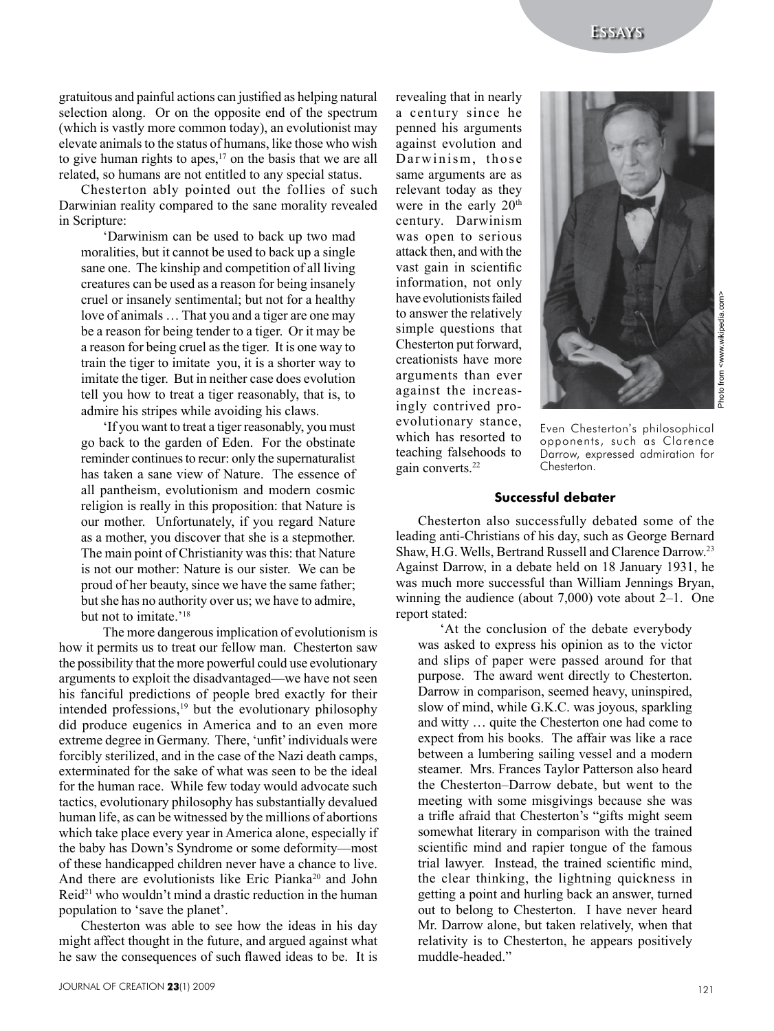gratuitous and painful actions can justified as helping natural selection along. Or on the opposite end of the spectrum (which is vastly more common today), an evolutionist may elevate animals to the status of humans, like those who wish to give human rights to apes,[17] on the basis that we are all related, so humans are not entitled to any special status.

Chesterton ably pointed out the follies of such Darwinian reality compared to the sane morality revealed in Scripture:

> 'Darwinism can be used to back up two mad moralities, but it cannot be used to back up a single sane one. The kinship and competition of all living creatures can be used as a reason for being insanely cruel or insanely sentimental; but not for a healthy love of animals … That you and a tiger are one may be a reason for being tender to a tiger. Or it may be a reason for being cruel as the tiger. It is one way to train the tiger to imitate you, it is a shorter way to imitate the tiger. But in neither case does evolution tell you how to treat a tiger reasonably, that is, to admire his stripes while avoiding his claws.
>
> 'If you want to treat a tiger reasonably, you must go back to the garden of Eden. For the obstinate reminder continues to recur: only the supernaturalist has taken a sane view of Nature. The essence of all pantheism, evolutionism and modern cosmic religion is really in this proposition: that Nature is our mother. Unfortunately, if you regard Nature as a mother, you discover that she is a stepmother. The main point of Christianity was this: that Nature is not our mother: Nature is our sister. We can be proud of her beauty, since we have the same father; but she has no authority over us; we have to admire, but not to imitate.'[18]

The more dangerous implication of evolutionism is how it permits us to treat our fellow man. Chesterton saw the possibility that the more powerful could use evolutionary arguments to exploit the disadvantaged—we have not seen his fanciful predictions of people bred exactly for their intended professions,[19] but the evolutionary philosophy did produce eugenics in America and to an even more extreme degree in Germany. There, 'unfit' individuals were forcibly sterilized, and in the case of the Nazi death camps, exterminated for the sake of what was seen to be the ideal for the human race. While few today would advocate such tactics, evolutionary philosophy has substantially devalued human life, as can be witnessed by the millions of abortions which take place every year in America alone, especially if the baby has Down's Syndrome or some deformity—most of these handicapped children never have a chance to live. And there are evolutionists like Eric Pianka[20] and John Reid[21] who wouldn't mind a drastic reduction in the human population to 'save the planet'.

Chesterton was able to see how the ideas in his day might affect thought in the future, and argued against what he saw the consequences of such flawed ideas to be. It is revealing that in nearly a century since he penned his arguments against evolution and Darwinism, those same arguments are as relevant today as they were in the early 20th century. Darwinism was open to serious attack then, and with the vast gain in scientific information, not only have evolutionists failed to answer the relatively simple questions that Chesterton put forward, creationists have more arguments than ever against the increasingly contrived pro-evolutionary stance, which has resorted to teaching falsehoods to gain converts.[22]

Photo from <www.wikipedia.com>

Even Chesterton's philosophical opponents, such as Clarence Darrow, expressed admiration for Chesterton.

### Successful debater

Chesterton also successfully debated some of the leading anti-Christians of his day, such as George Bernard Shaw, H.G. Wells, Bertrand Russell and Clarence Darrow.[23] Against Darrow, in a debate held on 18 January 1931, he was much more successful than William Jennings Bryan, winning the audience (about 7,000) vote about 2–1. One report stated:

> 'At the conclusion of the debate everybody was asked to express his opinion as to the victor and slips of paper were passed around for that purpose. The award went directly to Chesterton. Darrow in comparison, seemed heavy, uninspired, slow of mind, while G.K.C. was joyous, sparkling and witty … quite the Chesterton one had come to expect from his books. The affair was like a race between a lumbering sailing vessel and a modern steamer. Mrs. Frances Taylor Patterson also heard the Chesterton–Darrow debate, but went to the meeting with some misgivings because she was a trifle afraid that Chesterton's "gifts might seem somewhat literary in comparison with the trained scientific mind and rapier tongue of the famous trial lawyer. Instead, the trained scientific mind, the clear thinking, the lightning quickness in getting a point and hurling back an answer, turned out to belong to Chesterton. I have never heard Mr. Darrow alone, but taken relatively, when that relativity is to Chesterton, he appears positively muddle-headed."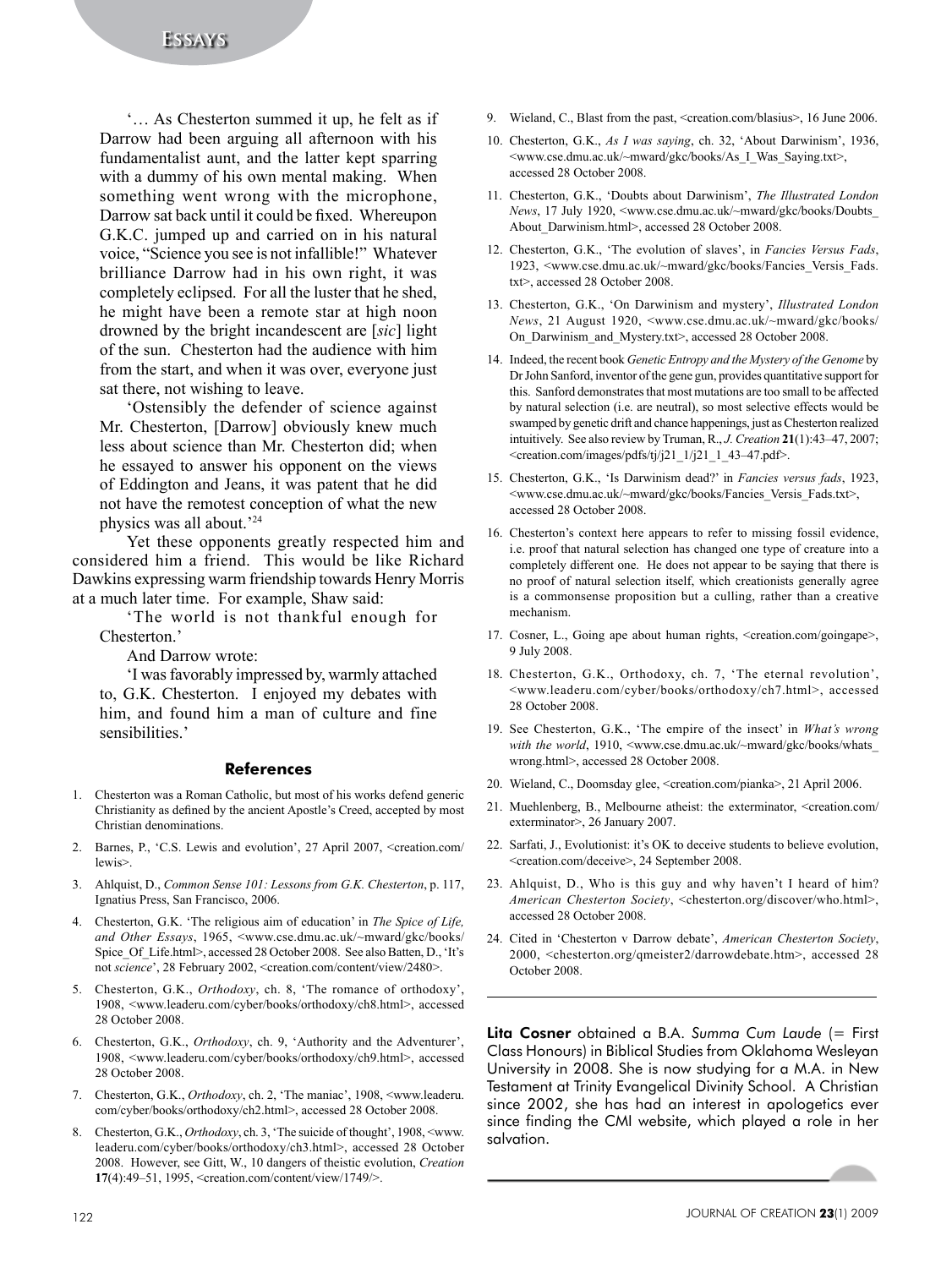'… As Chesterton summed it up, he felt as if Darrow had been arguing all afternoon with his fundamentalist aunt, and the latter kept sparring with a dummy of his own mental making. When something went wrong with the microphone, Darrow sat back until it could be fixed. Whereupon G.K.C. jumped up and carried on in his natural voice, "Science you see is not infallible!" Whatever brilliance Darrow had in his own right, it was completely eclipsed. For all the luster that he shed, he might have been a remote star at high noon drowned by the bright incandescent are [*sic*] light of the sun. Chesterton had the audience with him from the start, and when it was over, everyone just sat there, not wishing to leave.

'Ostensibly the defender of science against Mr. Chesterton, [Darrow] obviously knew much less about science than Mr. Chesterton did; when he essayed to answer his opponent on the views of Eddington and Jeans, it was patent that he did not have the remotest conception of what the new physics was all about.'[24]

Yet these opponents greatly respected him and considered him a friend. This would be like Richard Dawkins expressing warm friendship towards Henry Morris at a much later time. For example, Shaw said:

'The world is not thankful enough for Chesterton.'

And Darrow wrote:

'I was favorably impressed by, warmly attached to, G.K. Chesterton. I enjoyed my debates with him, and found him a man of culture and fine sensibilities.'

## References

1. Chesterton was a Roman Catholic, but most of his works defend generic Christianity as defined by the ancient Apostle's Creed, accepted by most Christian denominations.
2. Barnes, P., 'C.S. Lewis and evolution', 27 April 2007, <creation.com/lewis>.
3. Ahlquist, D., *Common Sense 101: Lessons from G.K. Chesterton*, p. 117, Ignatius Press, San Francisco, 2006.
4. Chesterton, G.K. 'The religious aim of education' in *The Spice of Life, and Other Essays*, 1965, <www.cse.dmu.ac.uk/~mward/gkc/books/Spice_Of_Life.html>, accessed 28 October 2008. See also Batten, D., 'It's not *science*', 28 February 2002, <creation.com/content/view/2480>.
5. Chesterton, G.K., *Orthodoxy*, ch. 8, 'The romance of orthodoxy', 1908, <www.leaderu.com/cyber/books/orthodoxy/ch8.html>, accessed 28 October 2008.
6. Chesterton, G.K., *Orthodoxy*, ch. 9, 'Authority and the Adventurer', 1908, <www.leaderu.com/cyber/books/orthodoxy/ch9.html>, accessed 28 October 2008.
7. Chesterton, G.K., *Orthodoxy*, ch. 2, 'The maniac', 1908, <www.leaderu.com/cyber/books/orthodoxy/ch2.html>, accessed 28 October 2008.
8. Chesterton, G.K., *Orthodoxy*, ch. 3, 'The suicide of thought', 1908, <www.leaderu.com/cyber/books/orthodoxy/ch3.html>, accessed 28 October 2008. However, see Gitt, W., 10 dangers of theistic evolution, *Creation* **17**(4):49–51, 1995, <creation.com/content/view/1749/>.
9. Wieland, C., Blast from the past, <creation.com/blasius>, 16 June 2006.
10. Chesterton, G.K., *As I was saying*, ch. 32, 'About Darwinism', 1936, <www.cse.dmu.ac.uk/~mward/gkc/books/As_I_Was_Saying.txt>, accessed 28 October 2008.
11. Chesterton, G.K., 'Doubts about Darwinism', *The Illustrated London News*, 17 July 1920, <www.cse.dmu.ac.uk/~mward/gkc/books/Doubts_About_Darwinism.html>, accessed 28 October 2008.
12. Chesterton, G.K., 'The evolution of slaves', in *Fancies Versus Fads*, 1923, <www.cse.dmu.ac.uk/~mward/gkc/books/Fancies_Versis_Fads.txt>, accessed 28 October 2008.
13. Chesterton, G.K., 'On Darwinism and mystery', *Illustrated London News*, 21 August 1920, <www.cse.dmu.ac.uk/~mward/gkc/books/On_Darwinism_and_Mystery.txt>, accessed 28 October 2008.
14. Indeed, the recent book *Genetic Entropy and the Mystery of the Genome* by Dr John Sanford, inventor of the gene gun, provides quantitative support for this. Sanford demonstrates that most mutations are too small to be affected by natural selection (i.e. are neutral), so most selective effects would be swamped by genetic drift and chance happenings, just as Chesterton realized intuitively. See also review by Truman, R., *J. Creation* **21**(1):43–47, 2007; <creation.com/images/pdfs/tj/j21_1/j21_1_43–47.pdf>.
15. Chesterton, G.K., 'Is Darwinism dead?' in *Fancies versus fads*, 1923, <www.cse.dmu.ac.uk/~mward/gkc/books/Fancies_Versis_Fads.txt>, accessed 28 October 2008.
16. Chesterton's context here appears to refer to missing fossil evidence, i.e. proof that natural selection has changed one type of creature into a completely different one. He does not appear to be saying that there is no proof of natural selection itself, which creationists generally agree is a commonsense proposition but a culling, rather than a creative mechanism.
17. Cosner, L., Going ape about human rights, <creation.com/goingape>, 9 July 2008.
18. Chesterton, G.K., Orthodoxy, ch. 7, 'The eternal revolution', <www.leaderu.com/cyber/books/orthodoxy/ch7.html>, accessed 28 October 2008.
19. See Chesterton, G.K., 'The empire of the insect' in *What's wrong with the world*, 1910, <www.cse.dmu.ac.uk/~mward/gkc/books/whats_wrong.html>, accessed 28 October 2008.
20. Wieland, C., Doomsday glee, <creation.com/pianka>, 21 April 2006.
21. Muehlenberg, B., Melbourne atheist: the exterminator, <creation.com/exterminator>, 26 January 2007.
22. Sarfati, J., Evolutionist: it's OK to deceive students to believe evolution, <creation.com/deceive>, 24 September 2008.
23. Ahlquist, D., Who is this guy and why haven't I heard of him? *American Chesterton Society*, <chesterton.org/discover/who.html>, accessed 28 October 2008.
24. Cited in 'Chesterton v Darrow debate', *American Chesterton Society*, 2000, <chesterton.org/qmeister2/darrowdebate.htm>, accessed 28 October 2008.

**Lita Cosner** obtained a B.A. *Summa Cum Laude* (= First Class Honours) in Biblical Studies from Oklahoma Wesleyan University in 2008. She is now studying for a M.A. in New Testament at Trinity Evangelical Divinity School. A Christian since 2002, she has had an interest in apologetics ever since finding the CMI website, which played a role in her salvation.